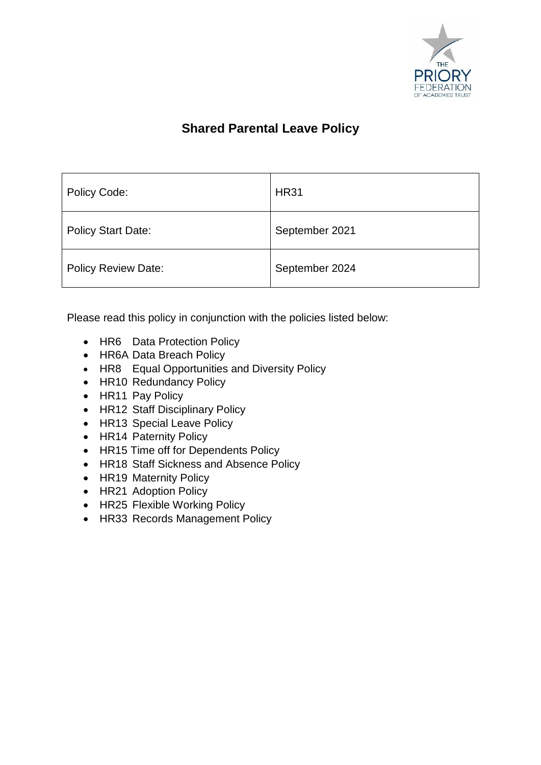# Shared Parental Leave Policy

| Policy Code: | HR31 |
|---|---|
| Policy Start Date: | September 2021 |
| Policy Review Date: | September 2024 |

Please read this policy in conjunction with the policies listed below:

- HR6 Data Protection Policy
- HR6A Data Breach Policy
- HR8 Equal Opportunities and Diversity Policy
- HR10 Redundancy Policy
- HR11 Pay Policy
- HR12 Staff Disciplinary Policy
- HR13 Special Leave Policy
- HR14 Paternity Policy
- HR15 Time off for Dependents Policy
- HR18 Staff Sickness and Absence Policy
- HR19 Maternity Policy
- HR21 Adoption Policy
- HR25 Flexible Working Policy
- HR33 Records Management Policy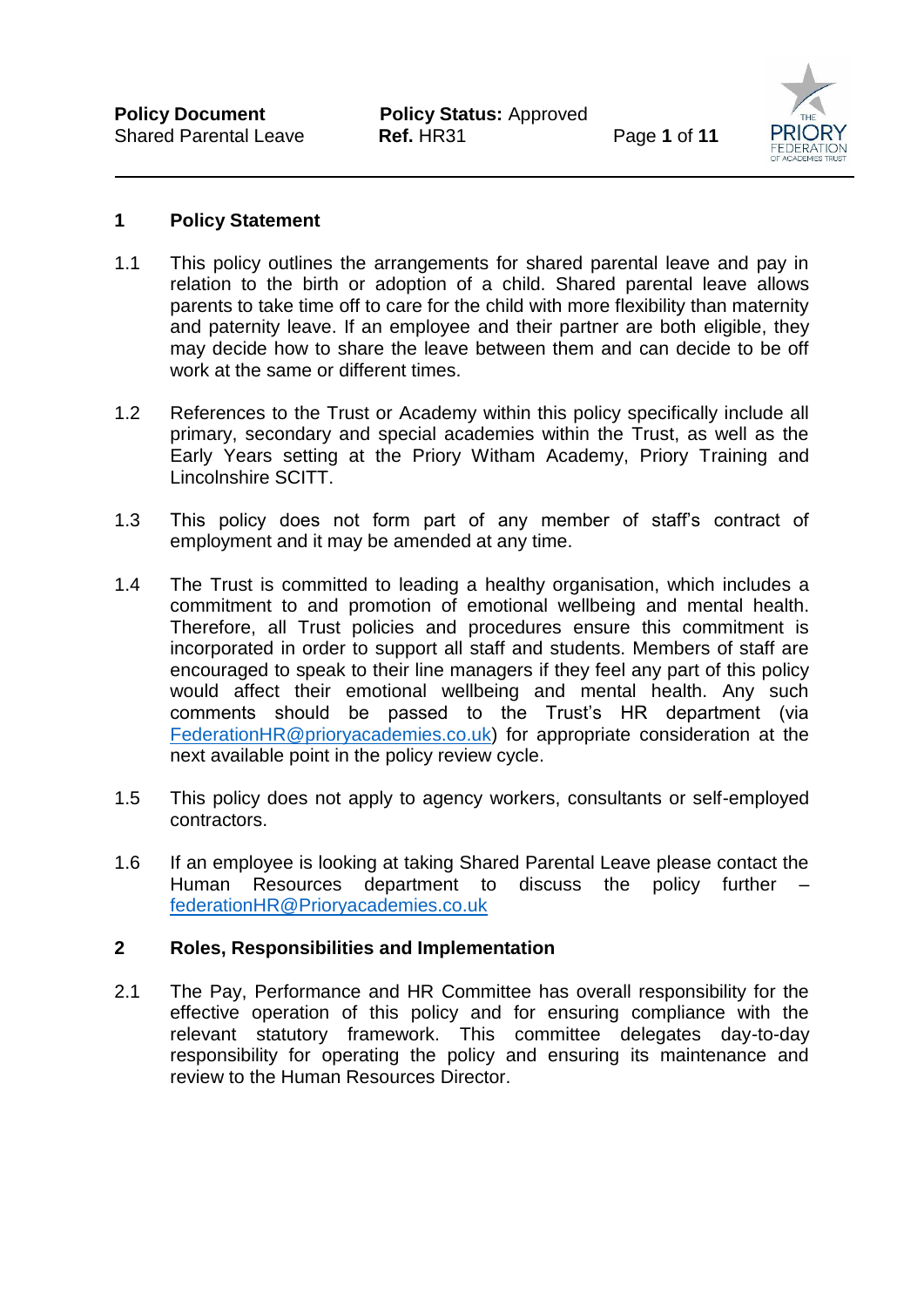## 1 Policy Statement

1.1 This policy outlines the arrangements for shared parental leave and pay in relation to the birth or adoption of a child. Shared parental leave allows parents to take time off to care for the child with more flexibility than maternity and paternity leave. If an employee and their partner are both eligible, they may decide how to share the leave between them and can decide to be off work at the same or different times.

1.2 References to the Trust or Academy within this policy specifically include all primary, secondary and special academies within the Trust, as well as the Early Years setting at the Priory Witham Academy, Priory Training and Lincolnshire SCITT.

1.3 This policy does not form part of any member of staff's contract of employment and it may be amended at any time.

1.4 The Trust is committed to leading a healthy organisation, which includes a commitment to and promotion of emotional wellbeing and mental health. Therefore, all Trust policies and procedures ensure this commitment is incorporated in order to support all staff and students. Members of staff are encouraged to speak to their line managers if they feel any part of this policy would affect their emotional wellbeing and mental health. Any such comments should be passed to the Trust's HR department (via FederationHR@prioryacademies.co.uk) for appropriate consideration at the next available point in the policy review cycle.

1.5 This policy does not apply to agency workers, consultants or self-employed contractors.

1.6 If an employee is looking at taking Shared Parental Leave please contact the Human Resources department to discuss the policy further – federationHR@Prioryacademies.co.uk

## 2 Roles, Responsibilities and Implementation

2.1 The Pay, Performance and HR Committee has overall responsibility for the effective operation of this policy and for ensuring compliance with the relevant statutory framework. This committee delegates day-to-day responsibility for operating the policy and ensuring its maintenance and review to the Human Resources Director.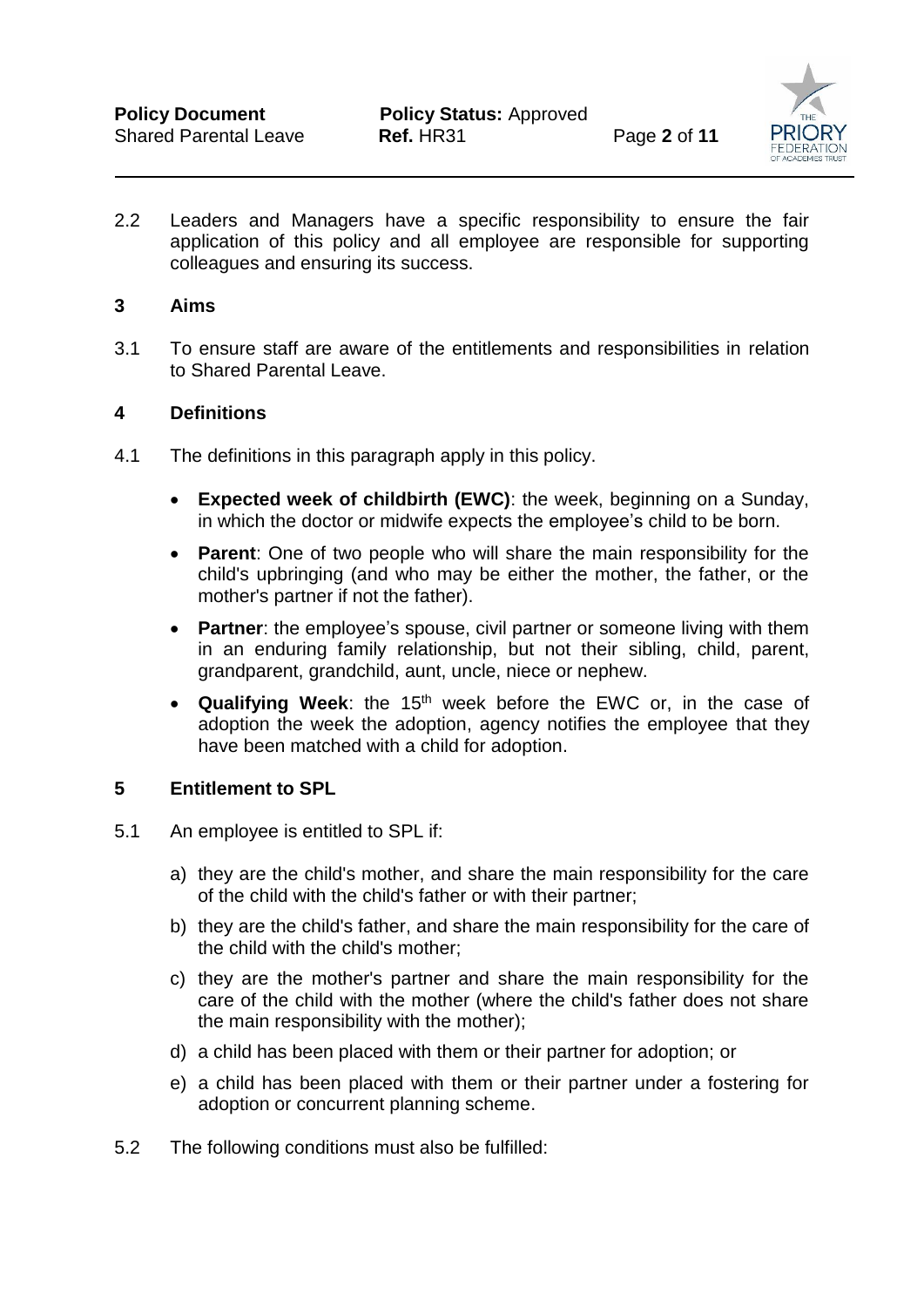2.2 Leaders and Managers have a specific responsibility to ensure the fair application of this policy and all employee are responsible for supporting colleagues and ensuring its success.

## 3 Aims

3.1 To ensure staff are aware of the entitlements and responsibilities in relation to Shared Parental Leave.

## 4 Definitions

4.1 The definitions in this paragraph apply in this policy.

- **Expected week of childbirth (EWC)**: the week, beginning on a Sunday, in which the doctor or midwife expects the employee's child to be born.
- **Parent**: One of two people who will share the main responsibility for the child's upbringing (and who may be either the mother, the father, or the mother's partner if not the father).
- **Partner**: the employee's spouse, civil partner or someone living with them in an enduring family relationship, but not their sibling, child, parent, grandparent, grandchild, aunt, uncle, niece or nephew.
- **Qualifying Week**: the 15th week before the EWC or, in the case of adoption the week the adoption, agency notifies the employee that they have been matched with a child for adoption.

## 5 Entitlement to SPL

5.1 An employee is entitled to SPL if:

a) they are the child's mother, and share the main responsibility for the care of the child with the child's father or with their partner;

b) they are the child's father, and share the main responsibility for the care of the child with the child's mother;

c) they are the mother's partner and share the main responsibility for the care of the child with the mother (where the child's father does not share the main responsibility with the mother);

d) a child has been placed with them or their partner for adoption; or

e) a child has been placed with them or their partner under a fostering for adoption or concurrent planning scheme.

5.2 The following conditions must also be fulfilled: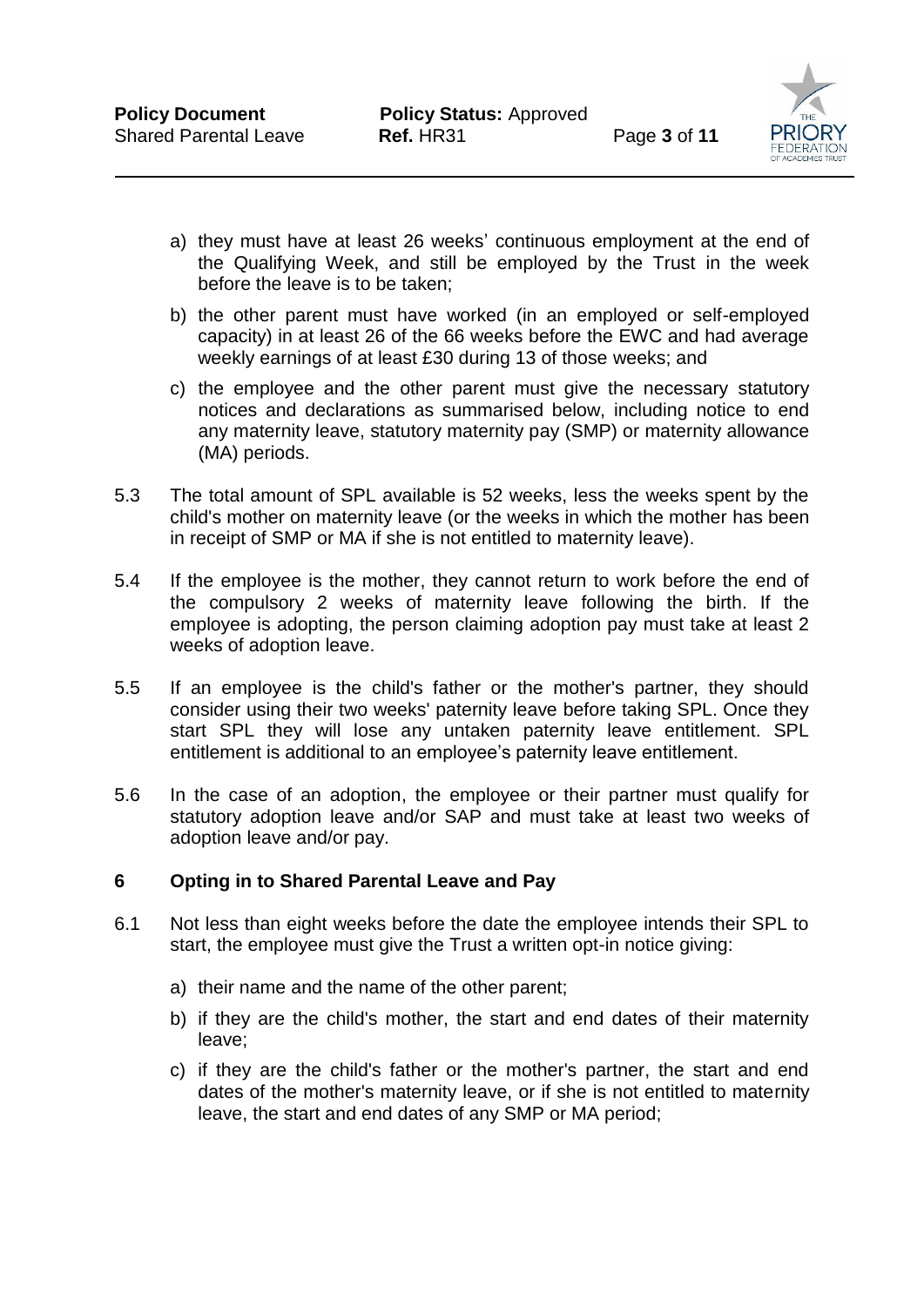a) they must have at least 26 weeks' continuous employment at the end of the Qualifying Week, and still be employed by the Trust in the week before the leave is to be taken;

b) the other parent must have worked (in an employed or self-employed capacity) in at least 26 of the 66 weeks before the EWC and had average weekly earnings of at least £30 during 13 of those weeks; and

c) the employee and the other parent must give the necessary statutory notices and declarations as summarised below, including notice to end any maternity leave, statutory maternity pay (SMP) or maternity allowance (MA) periods.

5.3 The total amount of SPL available is 52 weeks, less the weeks spent by the child's mother on maternity leave (or the weeks in which the mother has been in receipt of SMP or MA if she is not entitled to maternity leave).

5.4 If the employee is the mother, they cannot return to work before the end of the compulsory 2 weeks of maternity leave following the birth. If the employee is adopting, the person claiming adoption pay must take at least 2 weeks of adoption leave.

5.5 If an employee is the child's father or the mother's partner, they should consider using their two weeks' paternity leave before taking SPL. Once they start SPL they will lose any untaken paternity leave entitlement. SPL entitlement is additional to an employee's paternity leave entitlement.

5.6 In the case of an adoption, the employee or their partner must qualify for statutory adoption leave and/or SAP and must take at least two weeks of adoption leave and/or pay.

## 6 Opting in to Shared Parental Leave and Pay

6.1 Not less than eight weeks before the date the employee intends their SPL to start, the employee must give the Trust a written opt-in notice giving:

a) their name and the name of the other parent;

b) if they are the child's mother, the start and end dates of their maternity leave;

c) if they are the child's father or the mother's partner, the start and end dates of the mother's maternity leave, or if she is not entitled to maternity leave, the start and end dates of any SMP or MA period;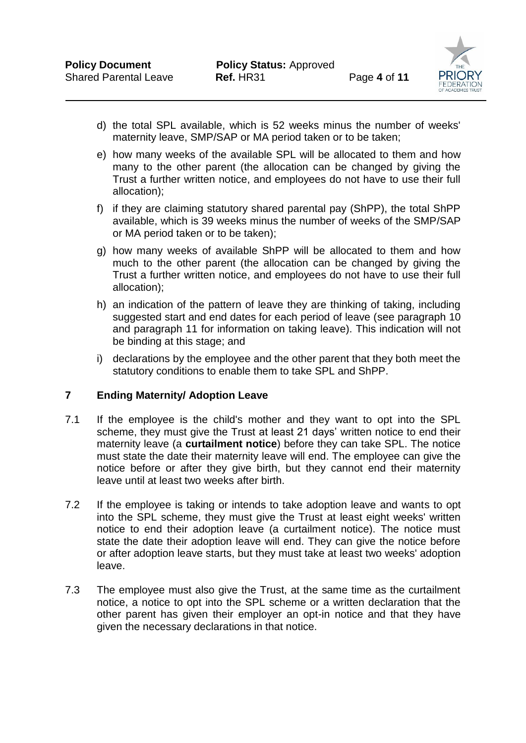d) the total SPL available, which is 52 weeks minus the number of weeks' maternity leave, SMP/SAP or MA period taken or to be taken;

e) how many weeks of the available SPL will be allocated to them and how many to the other parent (the allocation can be changed by giving the Trust a further written notice, and employees do not have to use their full allocation);

f) if they are claiming statutory shared parental pay (ShPP), the total ShPP available, which is 39 weeks minus the number of weeks of the SMP/SAP or MA period taken or to be taken);

g) how many weeks of available ShPP will be allocated to them and how much to the other parent (the allocation can be changed by giving the Trust a further written notice, and employees do not have to use their full allocation);

h) an indication of the pattern of leave they are thinking of taking, including suggested start and end dates for each period of leave (see paragraph 10 and paragraph 11 for information on taking leave). This indication will not be binding at this stage; and

i) declarations by the employee and the other parent that they both meet the statutory conditions to enable them to take SPL and ShPP.

## 7 Ending Maternity/ Adoption Leave

7.1 If the employee is the child's mother and they want to opt into the SPL scheme, they must give the Trust at least 21 days' written notice to end their maternity leave (a **curtailment notice**) before they can take SPL. The notice must state the date their maternity leave will end. The employee can give the notice before or after they give birth, but they cannot end their maternity leave until at least two weeks after birth.

7.2 If the employee is taking or intends to take adoption leave and wants to opt into the SPL scheme, they must give the Trust at least eight weeks' written notice to end their adoption leave (a curtailment notice). The notice must state the date their adoption leave will end. They can give the notice before or after adoption leave starts, but they must take at least two weeks' adoption leave.

7.3 The employee must also give the Trust, at the same time as the curtailment notice, a notice to opt into the SPL scheme or a written declaration that the other parent has given their employer an opt-in notice and that they have given the necessary declarations in that notice.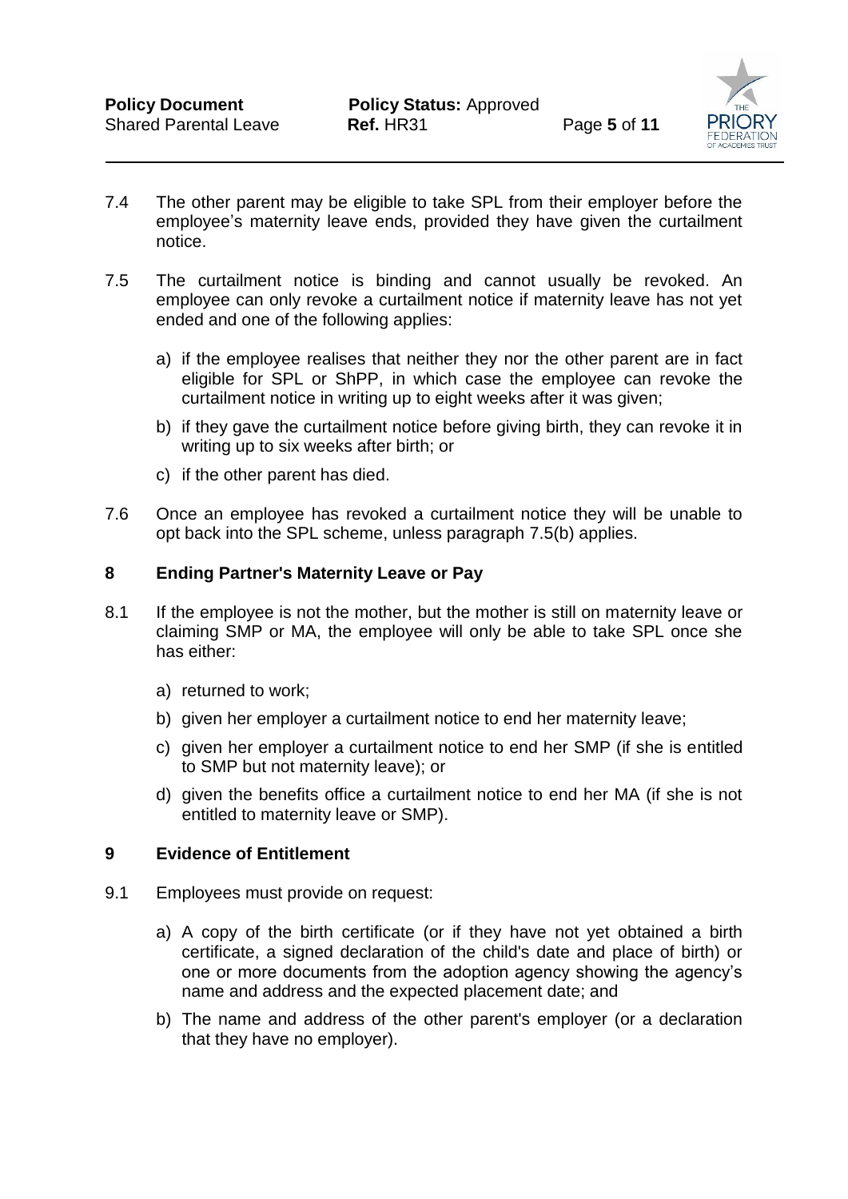7.4 The other parent may be eligible to take SPL from their employer before the employee's maternity leave ends, provided they have given the curtailment notice.

7.5 The curtailment notice is binding and cannot usually be revoked. An employee can only revoke a curtailment notice if maternity leave has not yet ended and one of the following applies:

a) if the employee realises that neither they nor the other parent are in fact eligible for SPL or ShPP, in which case the employee can revoke the curtailment notice in writing up to eight weeks after it was given;

b) if they gave the curtailment notice before giving birth, they can revoke it in writing up to six weeks after birth; or

c) if the other parent has died.

7.6 Once an employee has revoked a curtailment notice they will be unable to opt back into the SPL scheme, unless paragraph 7.5(b) applies.

## 8 Ending Partner's Maternity Leave or Pay

8.1 If the employee is not the mother, but the mother is still on maternity leave or claiming SMP or MA, the employee will only be able to take SPL once she has either:

a) returned to work;

b) given her employer a curtailment notice to end her maternity leave;

c) given her employer a curtailment notice to end her SMP (if she is entitled to SMP but not maternity leave); or

d) given the benefits office a curtailment notice to end her MA (if she is not entitled to maternity leave or SMP).

## 9 Evidence of Entitlement

9.1 Employees must provide on request:

a) A copy of the birth certificate (or if they have not yet obtained a birth certificate, a signed declaration of the child's date and place of birth) or one or more documents from the adoption agency showing the agency's name and address and the expected placement date; and

b) The name and address of the other parent's employer (or a declaration that they have no employer).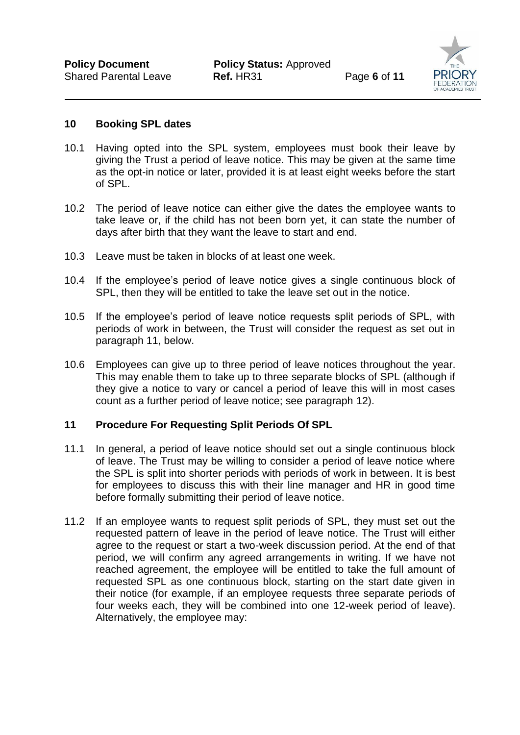## 10 Booking SPL dates

10.1 Having opted into the SPL system, employees must book their leave by giving the Trust a period of leave notice. This may be given at the same time as the opt-in notice or later, provided it is at least eight weeks before the start of SPL.

10.2 The period of leave notice can either give the dates the employee wants to take leave or, if the child has not been born yet, it can state the number of days after birth that they want the leave to start and end.

10.3 Leave must be taken in blocks of at least one week.

10.4 If the employee's period of leave notice gives a single continuous block of SPL, then they will be entitled to take the leave set out in the notice.

10.5 If the employee's period of leave notice requests split periods of SPL, with periods of work in between, the Trust will consider the request as set out in paragraph 11, below.

10.6 Employees can give up to three period of leave notices throughout the year. This may enable them to take up to three separate blocks of SPL (although if they give a notice to vary or cancel a period of leave this will in most cases count as a further period of leave notice; see paragraph 12).

## 11 Procedure For Requesting Split Periods Of SPL

11.1 In general, a period of leave notice should set out a single continuous block of leave. The Trust may be willing to consider a period of leave notice where the SPL is split into shorter periods with periods of work in between. It is best for employees to discuss this with their line manager and HR in good time before formally submitting their period of leave notice.

11.2 If an employee wants to request split periods of SPL, they must set out the requested pattern of leave in the period of leave notice. The Trust will either agree to the request or start a two-week discussion period. At the end of that period, we will confirm any agreed arrangements in writing. If we have not reached agreement, the employee will be entitled to take the full amount of requested SPL as one continuous block, starting on the start date given in their notice (for example, if an employee requests three separate periods of four weeks each, they will be combined into one 12-week period of leave). Alternatively, the employee may: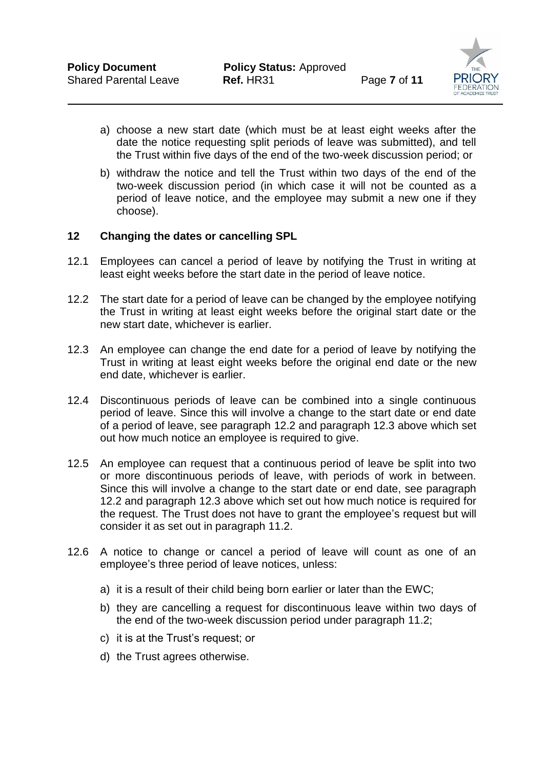a) choose a new start date (which must be at least eight weeks after the date the notice requesting split periods of leave was submitted), and tell the Trust within five days of the end of the two-week discussion period; or

b) withdraw the notice and tell the Trust within two days of the end of the two-week discussion period (in which case it will not be counted as a period of leave notice, and the employee may submit a new one if they choose).

## 12 Changing the dates or cancelling SPL

12.1 Employees can cancel a period of leave by notifying the Trust in writing at least eight weeks before the start date in the period of leave notice.

12.2 The start date for a period of leave can be changed by the employee notifying the Trust in writing at least eight weeks before the original start date or the new start date, whichever is earlier.

12.3 An employee can change the end date for a period of leave by notifying the Trust in writing at least eight weeks before the original end date or the new end date, whichever is earlier.

12.4 Discontinuous periods of leave can be combined into a single continuous period of leave. Since this will involve a change to the start date or end date of a period of leave, see paragraph 12.2 and paragraph 12.3 above which set out how much notice an employee is required to give.

12.5 An employee can request that a continuous period of leave be split into two or more discontinuous periods of leave, with periods of work in between. Since this will involve a change to the start date or end date, see paragraph 12.2 and paragraph 12.3 above which set out how much notice is required for the request. The Trust does not have to grant the employee's request but will consider it as set out in paragraph 11.2.

12.6 A notice to change or cancel a period of leave will count as one of an employee's three period of leave notices, unless:

a) it is a result of their child being born earlier or later than the EWC;

b) they are cancelling a request for discontinuous leave within two days of the end of the two-week discussion period under paragraph 11.2;

c) it is at the Trust's request; or

d) the Trust agrees otherwise.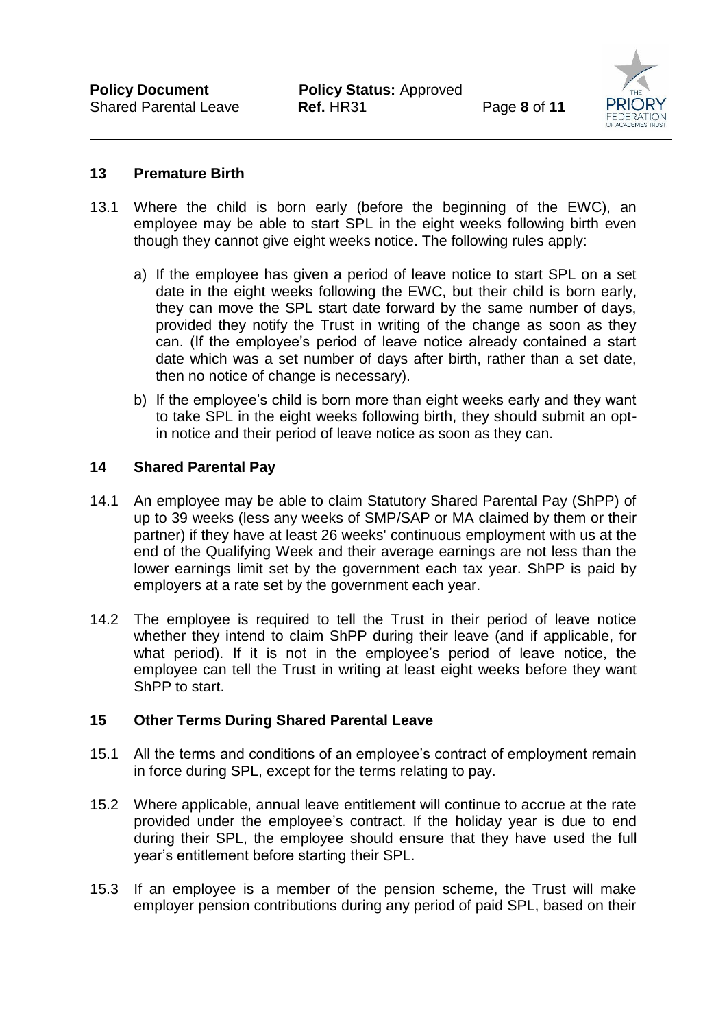## 13 Premature Birth

13.1 Where the child is born early (before the beginning of the EWC), an employee may be able to start SPL in the eight weeks following birth even though they cannot give eight weeks notice. The following rules apply:

a) If the employee has given a period of leave notice to start SPL on a set date in the eight weeks following the EWC, but their child is born early, they can move the SPL start date forward by the same number of days, provided they notify the Trust in writing of the change as soon as they can. (If the employee's period of leave notice already contained a start date which was a set number of days after birth, rather than a set date, then no notice of change is necessary).

b) If the employee's child is born more than eight weeks early and they want to take SPL in the eight weeks following birth, they should submit an opt-in notice and their period of leave notice as soon as they can.

## 14 Shared Parental Pay

14.1 An employee may be able to claim Statutory Shared Parental Pay (ShPP) of up to 39 weeks (less any weeks of SMP/SAP or MA claimed by them or their partner) if they have at least 26 weeks' continuous employment with us at the end of the Qualifying Week and their average earnings are not less than the lower earnings limit set by the government each tax year. ShPP is paid by employers at a rate set by the government each year.

14.2 The employee is required to tell the Trust in their period of leave notice whether they intend to claim ShPP during their leave (and if applicable, for what period). If it is not in the employee's period of leave notice, the employee can tell the Trust in writing at least eight weeks before they want ShPP to start.

## 15 Other Terms During Shared Parental Leave

15.1 All the terms and conditions of an employee's contract of employment remain in force during SPL, except for the terms relating to pay.

15.2 Where applicable, annual leave entitlement will continue to accrue at the rate provided under the employee's contract. If the holiday year is due to end during their SPL, the employee should ensure that they have used the full year's entitlement before starting their SPL.

15.3 If an employee is a member of the pension scheme, the Trust will make employer pension contributions during any period of paid SPL, based on their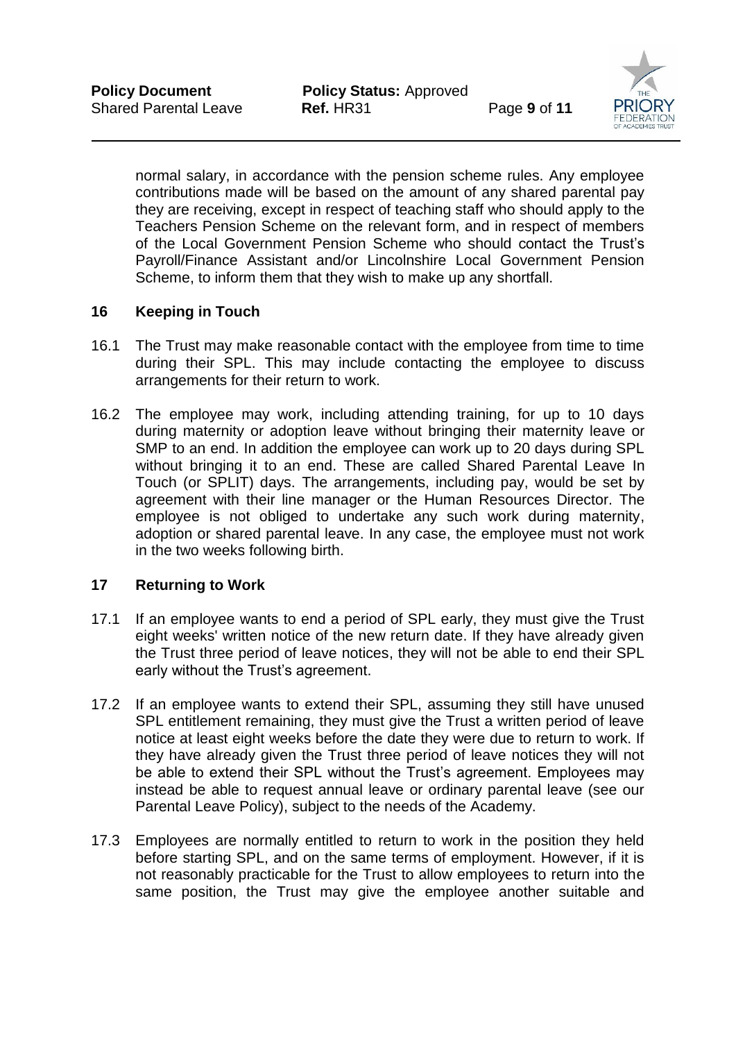normal salary, in accordance with the pension scheme rules. Any employee contributions made will be based on the amount of any shared parental pay they are receiving, except in respect of teaching staff who should apply to the Teachers Pension Scheme on the relevant form, and in respect of members of the Local Government Pension Scheme who should contact the Trust's Payroll/Finance Assistant and/or Lincolnshire Local Government Pension Scheme, to inform them that they wish to make up any shortfall.

## 16 Keeping in Touch

16.1 The Trust may make reasonable contact with the employee from time to time during their SPL. This may include contacting the employee to discuss arrangements for their return to work.

16.2 The employee may work, including attending training, for up to 10 days during maternity or adoption leave without bringing their maternity leave or SMP to an end. In addition the employee can work up to 20 days during SPL without bringing it to an end. These are called Shared Parental Leave In Touch (or SPLIT) days. The arrangements, including pay, would be set by agreement with their line manager or the Human Resources Director. The employee is not obliged to undertake any such work during maternity, adoption or shared parental leave. In any case, the employee must not work in the two weeks following birth.

## 17 Returning to Work

17.1 If an employee wants to end a period of SPL early, they must give the Trust eight weeks' written notice of the new return date. If they have already given the Trust three period of leave notices, they will not be able to end their SPL early without the Trust's agreement.

17.2 If an employee wants to extend their SPL, assuming they still have unused SPL entitlement remaining, they must give the Trust a written period of leave notice at least eight weeks before the date they were due to return to work. If they have already given the Trust three period of leave notices they will not be able to extend their SPL without the Trust's agreement. Employees may instead be able to request annual leave or ordinary parental leave (see our Parental Leave Policy), subject to the needs of the Academy.

17.3 Employees are normally entitled to return to work in the position they held before starting SPL, and on the same terms of employment. However, if it is not reasonably practicable for the Trust to allow employees to return into the same position, the Trust may give the employee another suitable and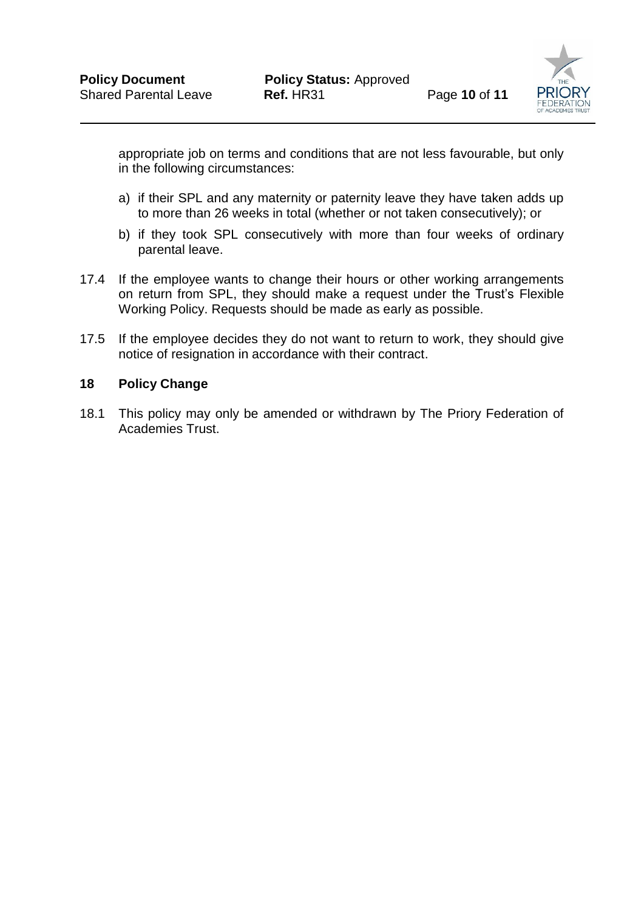appropriate job on terms and conditions that are not less favourable, but only in the following circumstances:

a) if their SPL and any maternity or paternity leave they have taken adds up to more than 26 weeks in total (whether or not taken consecutively); or

b) if they took SPL consecutively with more than four weeks of ordinary parental leave.

17.4 If the employee wants to change their hours or other working arrangements on return from SPL, they should make a request under the Trust's Flexible Working Policy. Requests should be made as early as possible.

17.5 If the employee decides they do not want to return to work, they should give notice of resignation in accordance with their contract.

## 18 Policy Change

18.1 This policy may only be amended or withdrawn by The Priory Federation of Academies Trust.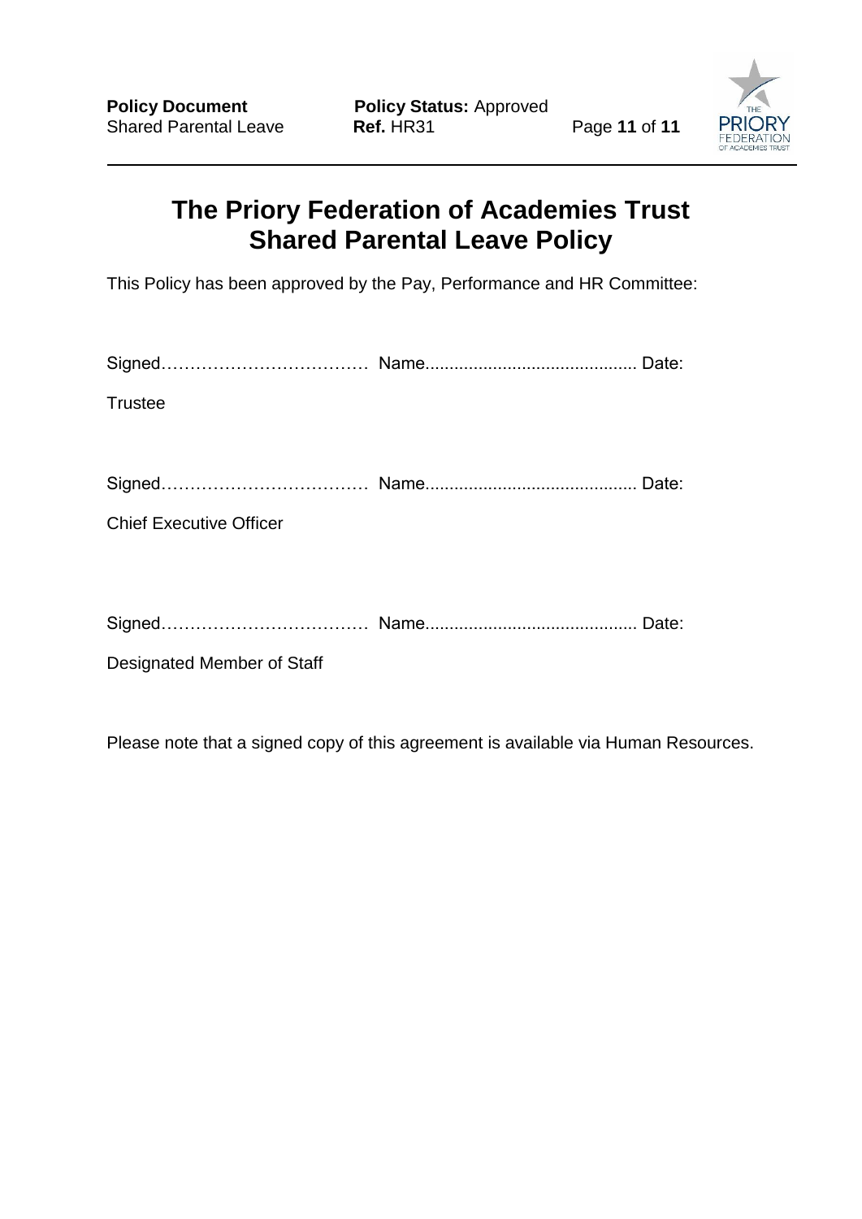# The Priory Federation of Academies Trust
# Shared Parental Leave Policy

This Policy has been approved by the Pay, Performance and HR Committee:

Signed……………………………… Name........................................... Date:

Trustee

Signed……………………………… Name........................................... Date:

Chief Executive Officer

Signed……………………………… Name........................................... Date:

Designated Member of Staff

Please note that a signed copy of this agreement is available via Human Resources.